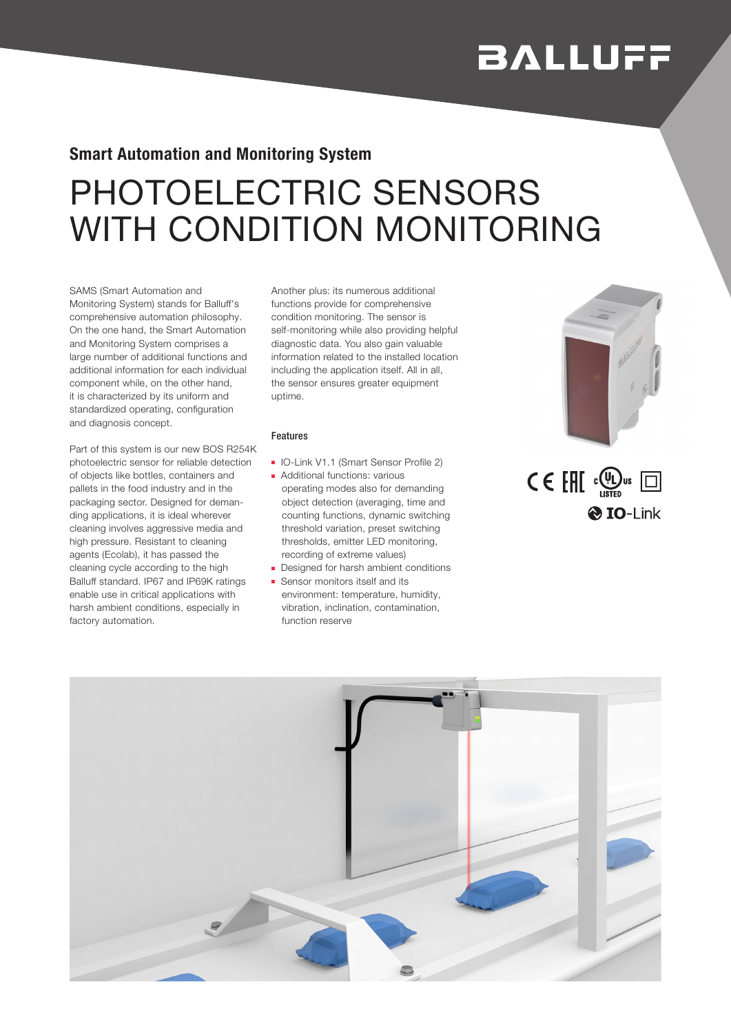## Smart Automation and Monitoring System

# PHOTOELECTRIC SENSORS WITH CONDITION MONITORING

SAMS (Smart Automation and Monitoring System) stands for Balluff's comprehensive automation philosophy. On the one hand, the Smart Automation and Monitoring System comprises a large number of additional functions and additional information for each individual component while, on the other hand, it is characterized by its uniform and standardized operating, configuration and diagnosis concept.

Part of this system is our new BOS R254K photoelectric sensor for reliable detection of objects like bottles, containers and pallets in the food industry and in the packaging sector. Designed for demanding applications, it is ideal wherever cleaning involves aggressive media and high pressure. Resistant to cleaning agents (Ecolab), it has passed the cleaning cycle according to the high Balluff standard. IP67 and IP69K ratings enable use in critical applications with harsh ambient conditions, especially in factory automation.

Another plus: its numerous additional functions provide for comprehensive condition monitoring. The sensor is self-monitoring while also providing helpful diagnostic data. You also gain valuable information related to the installed location including the application itself. All in all, the sensor ensures greater equipment uptime.

### Features

- IO-Link V1.1 (Smart Sensor Profile 2)
- Additional functions: various operating modes also for demanding object detection (averaging, time and counting functions, dynamic switching threshold variation, preset switching thresholds, emitter LED monitoring, recording of extreme values)
- Designed for harsh ambient conditions
- Sensor monitors itself and its environment: temperature, humidity, vibration, inclination, contamination, function reserve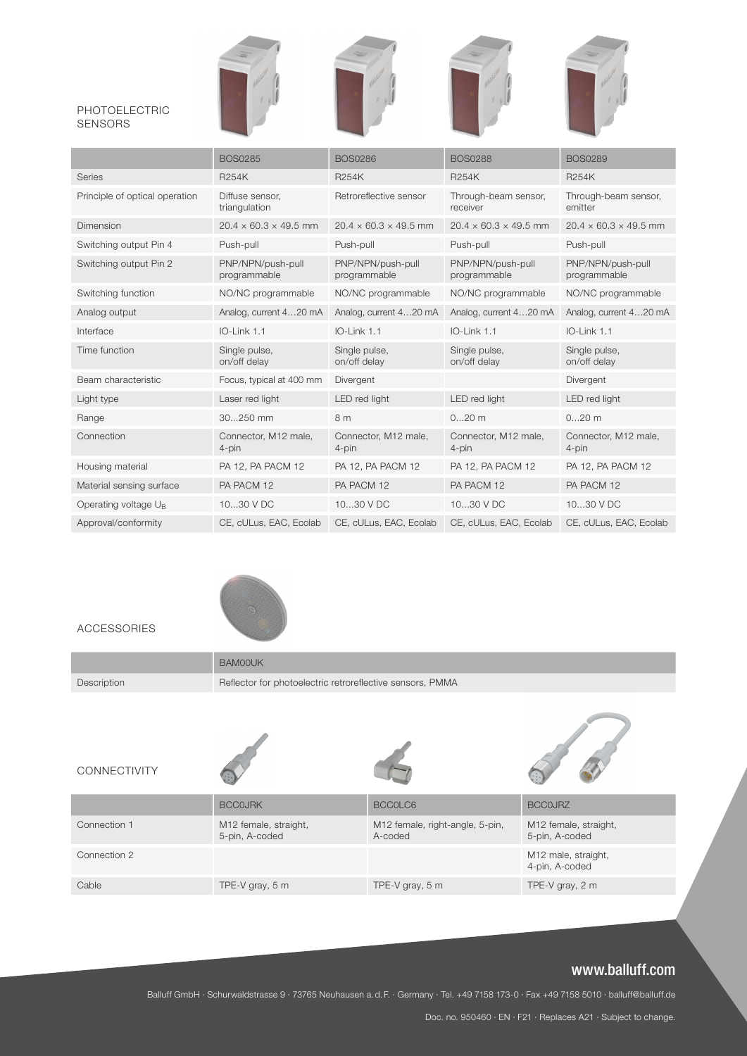## PHOTOELECTRIC SENSORS

| | BOS0285 | BOS0286 | BOS0288 | BOS0289 |
|---|---|---|---|---|
| Series | R254K | R254K | R254K | R254K |
| Principle of optical operation | Diffuse sensor, triangulation | Retroreflective sensor | Through-beam sensor, receiver | Through-beam sensor, emitter |
| Dimension | 20.4 × 60.3 × 49.5 mm | 20.4 × 60.3 × 49.5 mm | 20.4 × 60.3 × 49.5 mm | 20.4 × 60.3 × 49.5 mm |
| Switching output Pin 4 | Push-pull | Push-pull | Push-pull | Push-pull |
| Switching output Pin 2 | PNP/NPN/push-pull programmable | PNP/NPN/push-pull programmable | PNP/NPN/push-pull programmable | PNP/NPN/push-pull programmable |
| Switching function | NO/NC programmable | NO/NC programmable | NO/NC programmable | NO/NC programmable |
| Analog output | Analog, current 4…20 mA | Analog, current 4…20 mA | Analog, current 4…20 mA | Analog, current 4…20 mA |
| Interface | IO-Link 1.1 | IO-Link 1.1 | IO-Link 1.1 | IO-Link 1.1 |
| Time function | Single pulse, on/off delay | Single pulse, on/off delay | Single pulse, on/off delay | Single pulse, on/off delay |
| Beam characteristic | Focus, typical at 400 mm | Divergent | | Divergent |
| Light type | Laser red light | LED red light | LED red light | LED red light |
| Range | 30...250 mm | 8 m | 0...20 m | 0...20 m |
| Connection | Connector, M12 male, 4-pin | Connector, M12 male, 4-pin | Connector, M12 male, 4-pin | Connector, M12 male, 4-pin |
| Housing material | PA 12, PA PACM 12 | PA 12, PA PACM 12 | PA 12, PA PACM 12 | PA 12, PA PACM 12 |
| Material sensing surface | PA PACM 12 | PA PACM 12 | PA PACM 12 | PA PACM 12 |
| Operating voltage $U_B$ | 10...30 V DC | 10...30 V DC | 10...30 V DC | 10...30 V DC |
| Approval/conformity | CE, cULus, EAC, Ecolab | CE, cULus, EAC, Ecolab | CE, cULus, EAC, Ecolab | CE, cULus, EAC, Ecolab |

## ACCESSORIES

| | BAM00UK |
|---|---|
| Description | Reflector for photoelectric retroreflective sensors, PMMA |

## CONNECTIVITY

| | BCC0JRK | BCC0LC6 | BCC0JRZ |
|---|---|---|---|
| Connection 1 | M12 female, straight, 5-pin, A-coded | M12 female, right-angle, 5-pin, A-coded | M12 female, straight, 5-pin, A-coded |
| Connection 2 | | | M12 male, straight, 4-pin, A-coded |
| Cable | TPE-V gray, 5 m | TPE-V gray, 5 m | TPE-V gray, 2 m |

www.balluff.com

Balluff GmbH · Schurwaldstrasse 9 · 73765 Neuhausen a. d. F. · Germany · Tel. +49 7158 173-0 · Fax +49 7158 5010 · balluff@balluff.de

Doc. no. 950460 · EN · F21 · Replaces A21 · Subject to change.